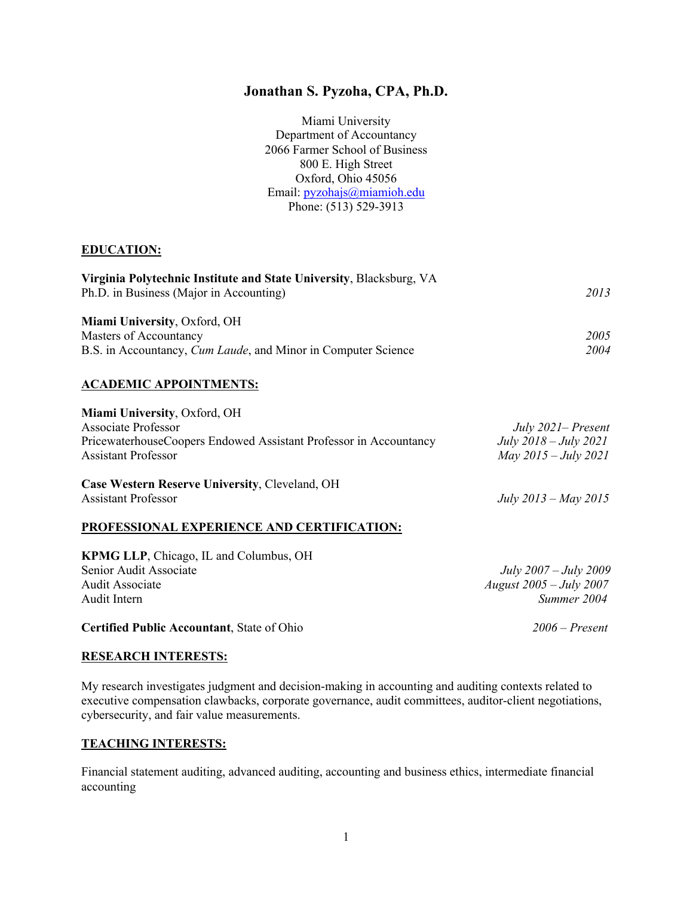# Jonathan S. Pyzoha, CPA, Ph.D.

Miami University
Department of Accountancy
2066 Farmer School of Business
800 E. High Street
Oxford, Ohio 45056
Email: pyzohajs@miamioh.edu
Phone: (513) 529-3913

## EDUCATION:

**Virginia Polytechnic Institute and State University**, Blacksburg, VA
Ph.D. in Business (Major in Accounting) — *2013*

**Miami University**, Oxford, OH
Masters of Accountancy — *2005*
B.S. in Accountancy, *Cum Laude*, and Minor in Computer Science — *2004*

## ACADEMIC APPOINTMENTS:

**Miami University**, Oxford, OH
Associate Professor — *July 2021– Present*
PricewaterhouseCoopers Endowed Assistant Professor in Accountancy — *July 2018 – July 2021*
Assistant Professor — *May 2015 – July 2021*

**Case Western Reserve University**, Cleveland, OH
Assistant Professor — *July 2013 – May 2015*

## PROFESSIONAL EXPERIENCE AND CERTIFICATION:

**KPMG LLP**, Chicago, IL and Columbus, OH
Senior Audit Associate — *July 2007 – July 2009*
Audit Associate — *August 2005 – July 2007*
Audit Intern — *Summer 2004*

**Certified Public Accountant**, State of Ohio — *2006 – Present*

## RESEARCH INTERESTS:

My research investigates judgment and decision-making in accounting and auditing contexts related to executive compensation clawbacks, corporate governance, audit committees, auditor-client negotiations, cybersecurity, and fair value measurements.

## TEACHING INTERESTS:

Financial statement auditing, advanced auditing, accounting and business ethics, intermediate financial accounting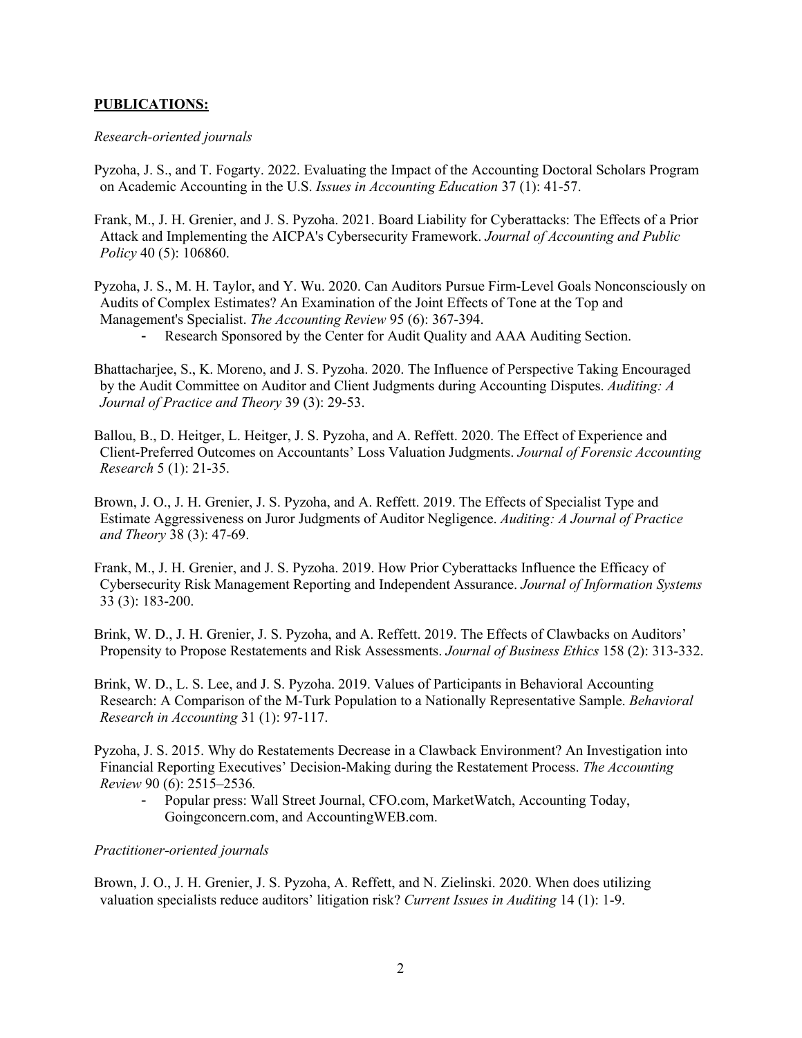**<u>PUBLICATIONS:</u>**

*Research-oriented journals*

Pyzoha, J. S., and T. Fogarty. 2022. Evaluating the Impact of the Accounting Doctoral Scholars Program on Academic Accounting in the U.S. *Issues in Accounting Education* 37 (1): 41-57.

Frank, M., J. H. Grenier, and J. S. Pyzoha. 2021. Board Liability for Cyberattacks: The Effects of a Prior Attack and Implementing the AICPA's Cybersecurity Framework. *Journal of Accounting and Public Policy* 40 (5): 106860.

Pyzoha, J. S., M. H. Taylor, and Y. Wu. 2020. Can Auditors Pursue Firm-Level Goals Nonconsciously on Audits of Complex Estimates? An Examination of the Joint Effects of Tone at the Top and Management's Specialist. *The Accounting Review* 95 (6): 367-394.

- Research Sponsored by the Center for Audit Quality and AAA Auditing Section.

Bhattacharjee, S., K. Moreno, and J. S. Pyzoha. 2020. The Influence of Perspective Taking Encouraged by the Audit Committee on Auditor and Client Judgments during Accounting Disputes. *Auditing: A Journal of Practice and Theory* 39 (3): 29-53.

Ballou, B., D. Heitger, L. Heitger, J. S. Pyzoha, and A. Reffett. 2020. The Effect of Experience and Client-Preferred Outcomes on Accountants' Loss Valuation Judgments. *Journal of Forensic Accounting Research* 5 (1): 21-35.

Brown, J. O., J. H. Grenier, J. S. Pyzoha, and A. Reffett. 2019. The Effects of Specialist Type and Estimate Aggressiveness on Juror Judgments of Auditor Negligence. *Auditing: A Journal of Practice and Theory* 38 (3): 47-69.

Frank, M., J. H. Grenier, and J. S. Pyzoha. 2019. How Prior Cyberattacks Influence the Efficacy of Cybersecurity Risk Management Reporting and Independent Assurance. *Journal of Information Systems* 33 (3): 183-200.

Brink, W. D., J. H. Grenier, J. S. Pyzoha, and A. Reffett. 2019. The Effects of Clawbacks on Auditors' Propensity to Propose Restatements and Risk Assessments. *Journal of Business Ethics* 158 (2): 313-332.

Brink, W. D., L. S. Lee, and J. S. Pyzoha. 2019. Values of Participants in Behavioral Accounting Research: A Comparison of the M-Turk Population to a Nationally Representative Sample. *Behavioral Research in Accounting* 31 (1): 97-117.

Pyzoha, J. S. 2015. Why do Restatements Decrease in a Clawback Environment? An Investigation into Financial Reporting Executives' Decision-Making during the Restatement Process. *The Accounting Review* 90 (6): 2515–2536.

- Popular press: Wall Street Journal, CFO.com, MarketWatch, Accounting Today, Goingconcern.com, and AccountingWEB.com.

*Practitioner-oriented journals*

Brown, J. O., J. H. Grenier, J. S. Pyzoha, A. Reffett, and N. Zielinski. 2020. When does utilizing valuation specialists reduce auditors' litigation risk? *Current Issues in Auditing* 14 (1): 1-9.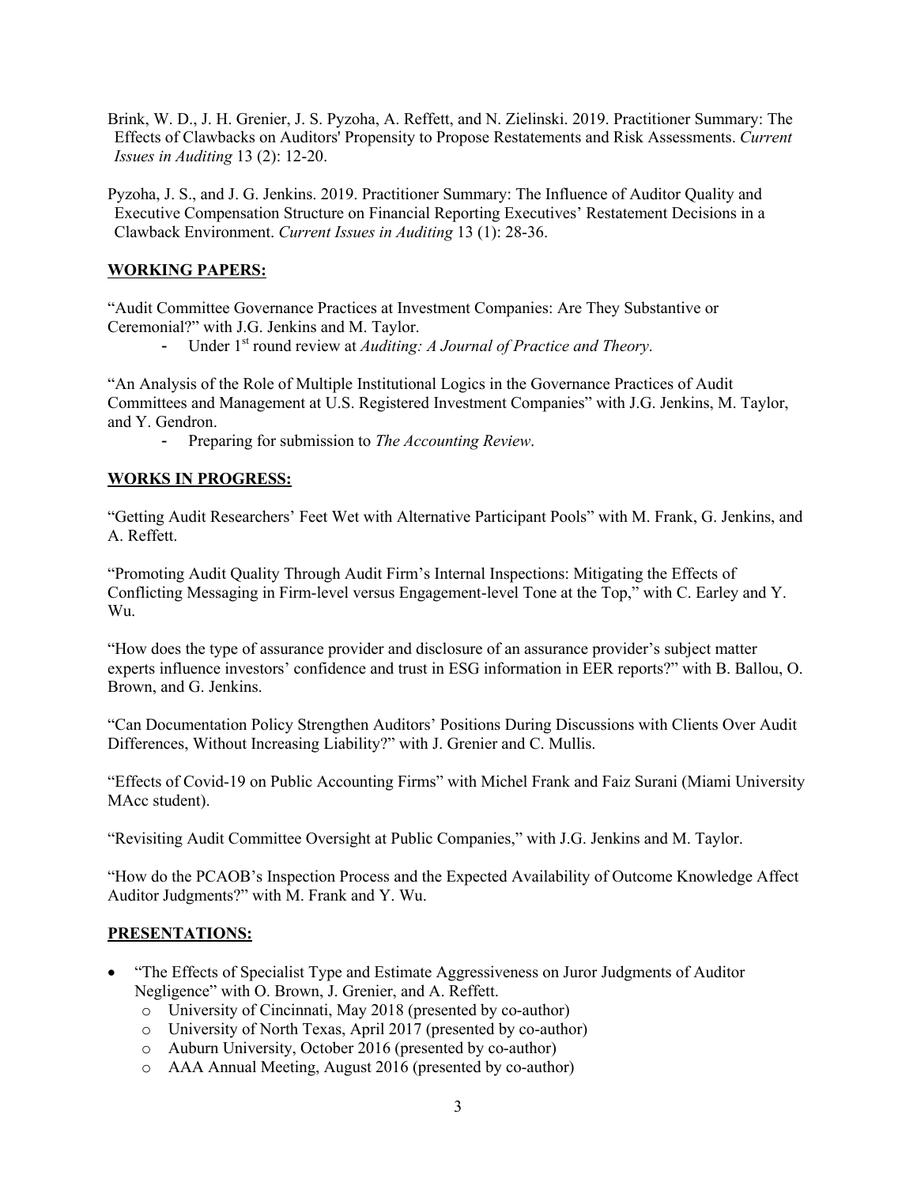Brink, W. D., J. H. Grenier, J. S. Pyzoha, A. Reffett, and N. Zielinski. 2019. Practitioner Summary: The Effects of Clawbacks on Auditors' Propensity to Propose Restatements and Risk Assessments. *Current Issues in Auditing* 13 (2): 12-20.

Pyzoha, J. S., and J. G. Jenkins. 2019. Practitioner Summary: The Influence of Auditor Quality and Executive Compensation Structure on Financial Reporting Executives' Restatement Decisions in a Clawback Environment. *Current Issues in Auditing* 13 (1): 28-36.

## WORKING PAPERS:

"Audit Committee Governance Practices at Investment Companies: Are They Substantive or Ceremonial?" with J.G. Jenkins and M. Taylor.

- Under 1st round review at *Auditing: A Journal of Practice and Theory*.

"An Analysis of the Role of Multiple Institutional Logics in the Governance Practices of Audit Committees and Management at U.S. Registered Investment Companies" with J.G. Jenkins, M. Taylor, and Y. Gendron.

- Preparing for submission to *The Accounting Review*.

## WORKS IN PROGRESS:

"Getting Audit Researchers' Feet Wet with Alternative Participant Pools" with M. Frank, G. Jenkins, and A. Reffett.

"Promoting Audit Quality Through Audit Firm's Internal Inspections: Mitigating the Effects of Conflicting Messaging in Firm-level versus Engagement-level Tone at the Top," with C. Earley and Y. Wu.

"How does the type of assurance provider and disclosure of an assurance provider's subject matter experts influence investors' confidence and trust in ESG information in EER reports?" with B. Ballou, O. Brown, and G. Jenkins.

"Can Documentation Policy Strengthen Auditors' Positions During Discussions with Clients Over Audit Differences, Without Increasing Liability?" with J. Grenier and C. Mullis.

"Effects of Covid-19 on Public Accounting Firms" with Michel Frank and Faiz Surani (Miami University MAcc student).

"Revisiting Audit Committee Oversight at Public Companies," with J.G. Jenkins and M. Taylor.

"How do the PCAOB's Inspection Process and the Expected Availability of Outcome Knowledge Affect Auditor Judgments?" with M. Frank and Y. Wu.

## PRESENTATIONS:

- "The Effects of Specialist Type and Estimate Aggressiveness on Juror Judgments of Auditor Negligence" with O. Brown, J. Grenier, and A. Reffett.
  - University of Cincinnati, May 2018 (presented by co-author)
  - University of North Texas, April 2017 (presented by co-author)
  - Auburn University, October 2016 (presented by co-author)
  - AAA Annual Meeting, August 2016 (presented by co-author)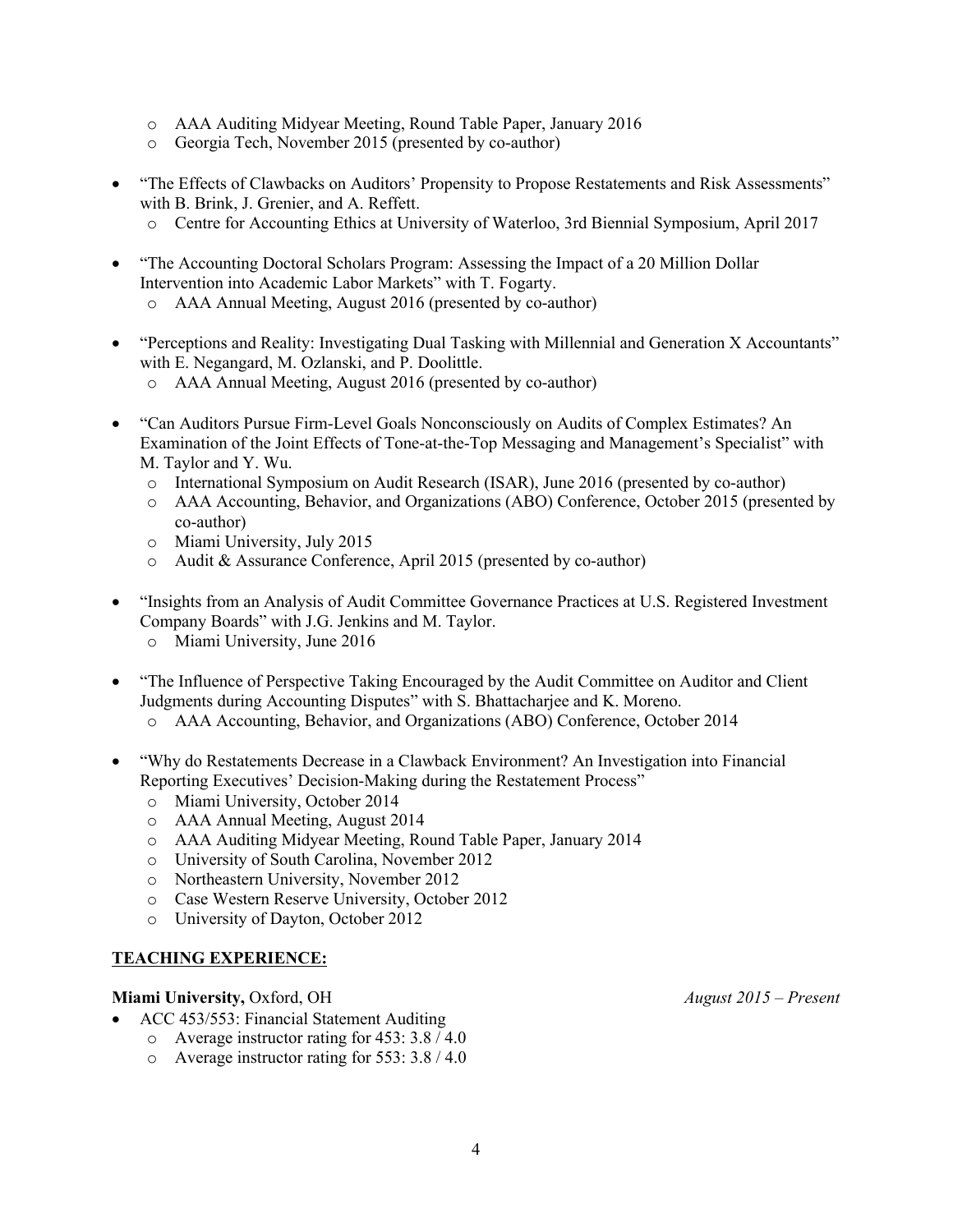- AAA Auditing Midyear Meeting, Round Table Paper, January 2016
    - Georgia Tech, November 2015 (presented by co-author)

- "The Effects of Clawbacks on Auditors' Propensity to Propose Restatements and Risk Assessments" with B. Brink, J. Grenier, and A. Reffett.
    - Centre for Accounting Ethics at University of Waterloo, 3rd Biennial Symposium, April 2017

- "The Accounting Doctoral Scholars Program: Assessing the Impact of a 20 Million Dollar Intervention into Academic Labor Markets" with T. Fogarty.
    - AAA Annual Meeting, August 2016 (presented by co-author)

- "Perceptions and Reality: Investigating Dual Tasking with Millennial and Generation X Accountants" with E. Negangard, M. Ozlanski, and P. Doolittle.
    - AAA Annual Meeting, August 2016 (presented by co-author)

- "Can Auditors Pursue Firm-Level Goals Nonconsciously on Audits of Complex Estimates? An Examination of the Joint Effects of Tone-at-the-Top Messaging and Management's Specialist" with M. Taylor and Y. Wu.
    - International Symposium on Audit Research (ISAR), June 2016 (presented by co-author)
    - AAA Accounting, Behavior, and Organizations (ABO) Conference, October 2015 (presented by co-author)
    - Miami University, July 2015
    - Audit & Assurance Conference, April 2015 (presented by co-author)

- "Insights from an Analysis of Audit Committee Governance Practices at U.S. Registered Investment Company Boards" with J.G. Jenkins and M. Taylor.
    - Miami University, June 2016

- "The Influence of Perspective Taking Encouraged by the Audit Committee on Auditor and Client Judgments during Accounting Disputes" with S. Bhattacharjee and K. Moreno.
    - AAA Accounting, Behavior, and Organizations (ABO) Conference, October 2014

- "Why do Restatements Decrease in a Clawback Environment? An Investigation into Financial Reporting Executives' Decision-Making during the Restatement Process"
    - Miami University, October 2014
    - AAA Annual Meeting, August 2014
    - AAA Auditing Midyear Meeting, Round Table Paper, January 2014
    - University of South Carolina, November 2012
    - Northeastern University, November 2012
    - Case Western Reserve University, October 2012
    - University of Dayton, October 2012

## TEACHING EXPERIENCE:

**Miami University,** Oxford, OH *August 2015 – Present*

- ACC 453/553: Financial Statement Auditing
    - Average instructor rating for 453: 3.8 / 4.0
    - Average instructor rating for 553: 3.8 / 4.0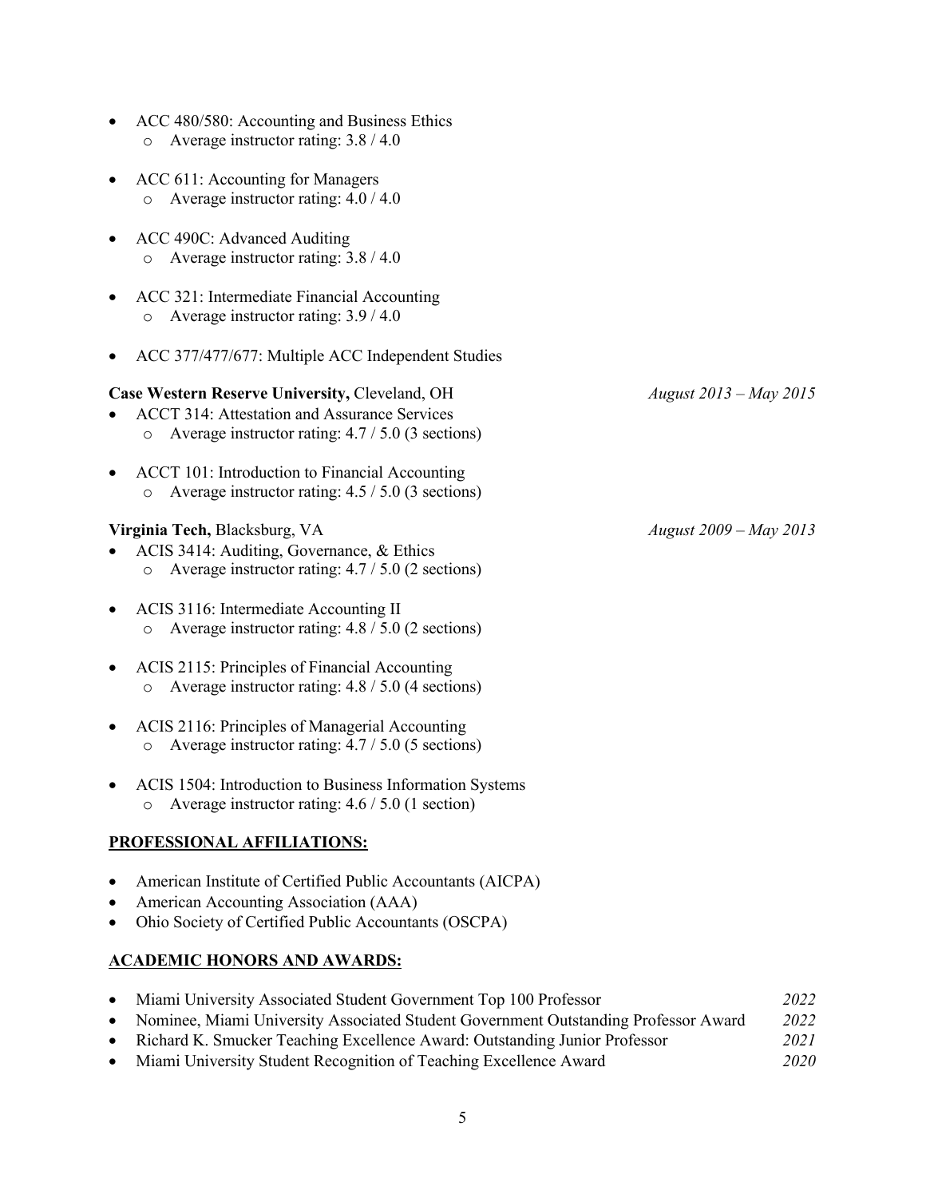- ACC 480/580: Accounting and Business Ethics
    - Average instructor rating: 3.8 / 4.0

- ACC 611: Accounting for Managers
    - Average instructor rating: 4.0 / 4.0

- ACC 490C: Advanced Auditing
    - Average instructor rating: 3.8 / 4.0

- ACC 321: Intermediate Financial Accounting
    - Average instructor rating: 3.9 / 4.0

- ACC 377/477/677: Multiple ACC Independent Studies

**Case Western Reserve University,** Cleveland, OH *August 2013 – May 2015*

- ACCT 314: Attestation and Assurance Services
    - Average instructor rating: 4.7 / 5.0 (3 sections)

- ACCT 101: Introduction to Financial Accounting
    - Average instructor rating: 4.5 / 5.0 (3 sections)

**Virginia Tech,** Blacksburg, VA *August 2009 – May 2013*

- ACIS 3414: Auditing, Governance, & Ethics
    - Average instructor rating: 4.7 / 5.0 (2 sections)

- ACIS 3116: Intermediate Accounting II
    - Average instructor rating: 4.8 / 5.0 (2 sections)

- ACIS 2115: Principles of Financial Accounting
    - Average instructor rating: 4.8 / 5.0 (4 sections)

- ACIS 2116: Principles of Managerial Accounting
    - Average instructor rating: 4.7 / 5.0 (5 sections)

- ACIS 1504: Introduction to Business Information Systems
    - Average instructor rating: 4.6 / 5.0 (1 section)

## PROFESSIONAL AFFILIATIONS:

- American Institute of Certified Public Accountants (AICPA)
- American Accounting Association (AAA)
- Ohio Society of Certified Public Accountants (OSCPA)

## ACADEMIC HONORS AND AWARDS:

- Miami University Associated Student Government Top 100 Professor *2022*
- Nominee, Miami University Associated Student Government Outstanding Professor Award *2022*
- Richard K. Smucker Teaching Excellence Award: Outstanding Junior Professor *2021*
- Miami University Student Recognition of Teaching Excellence Award *2020*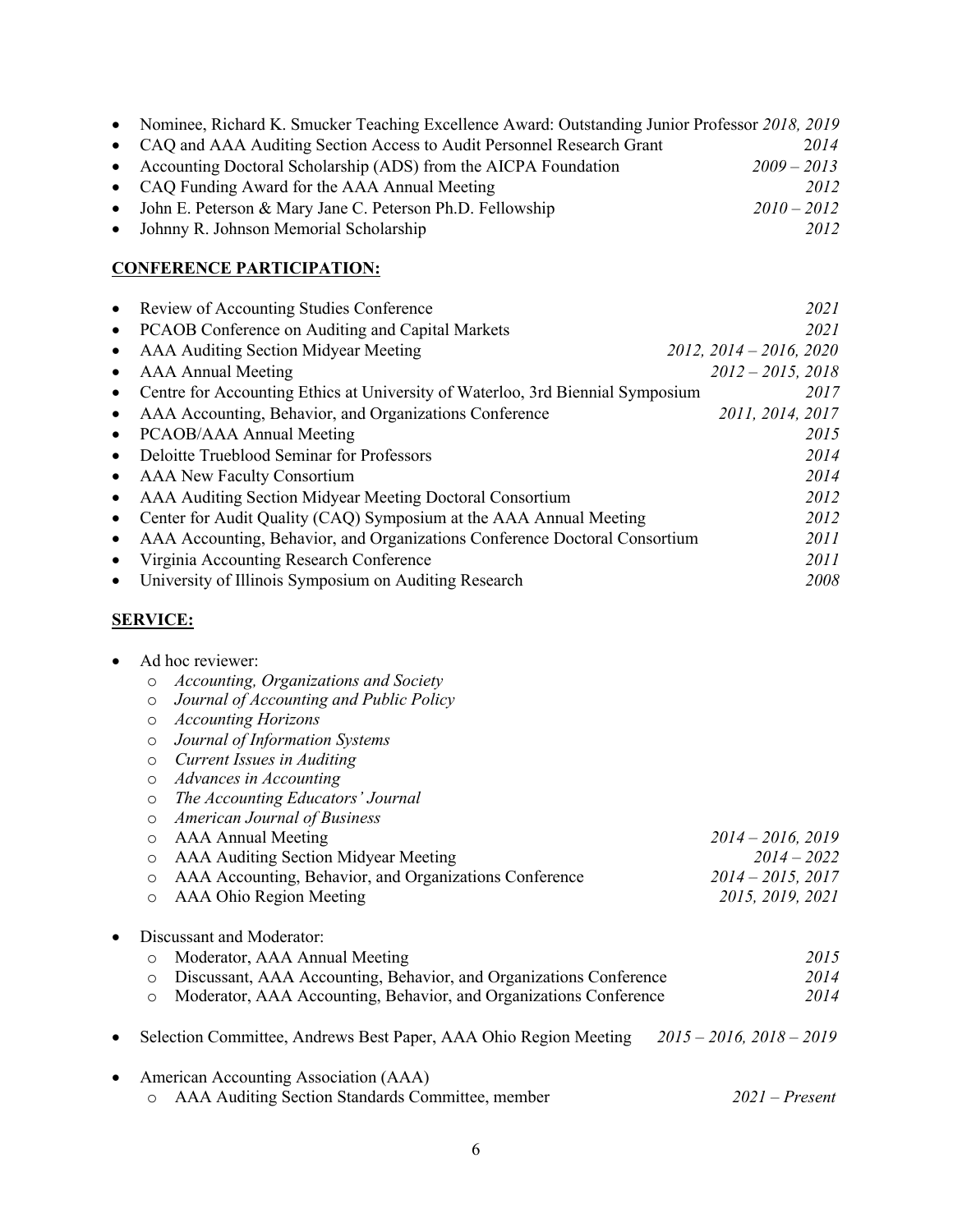- Nominee, Richard K. Smucker Teaching Excellence Award: Outstanding Junior Professor *2018, 2019*
- CAQ and AAA Auditing Section Access to Audit Personnel Research Grant *2014*
- Accounting Doctoral Scholarship (ADS) from the AICPA Foundation *2009 – 2013*
- CAQ Funding Award for the AAA Annual Meeting *2012*
- John E. Peterson & Mary Jane C. Peterson Ph.D. Fellowship *2010 – 2012*
- Johnny R. Johnson Memorial Scholarship *2012*

## CONFERENCE PARTICIPATION:

- Review of Accounting Studies Conference *2021*
- PCAOB Conference on Auditing and Capital Markets *2021*
- AAA Auditing Section Midyear Meeting *2012, 2014 – 2016, 2020*
- AAA Annual Meeting *2012 – 2015, 2018*
- Centre for Accounting Ethics at University of Waterloo, 3rd Biennial Symposium *2017*
- AAA Accounting, Behavior, and Organizations Conference *2011, 2014, 2017*
- PCAOB/AAA Annual Meeting *2015*
- Deloitte Trueblood Seminar for Professors *2014*
- AAA New Faculty Consortium *2014*
- AAA Auditing Section Midyear Meeting Doctoral Consortium *2012*
- Center for Audit Quality (CAQ) Symposium at the AAA Annual Meeting *2012*
- AAA Accounting, Behavior, and Organizations Conference Doctoral Consortium *2011*
- Virginia Accounting Research Conference *2011*
- University of Illinois Symposium on Auditing Research *2008*

## SERVICE:

- Ad hoc reviewer:
  - *Accounting, Organizations and Society*
  - *Journal of Accounting and Public Policy*
  - *Accounting Horizons*
  - *Journal of Information Systems*
  - *Current Issues in Auditing*
  - *Advances in Accounting*
  - *The Accounting Educators' Journal*
  - *American Journal of Business*
  - AAA Annual Meeting *2014 – 2016, 2019*
  - AAA Auditing Section Midyear Meeting *2014 – 2022*
  - AAA Accounting, Behavior, and Organizations Conference *2014 – 2015, 2017*
  - AAA Ohio Region Meeting *2015, 2019, 2021*

- Discussant and Moderator:
  - Moderator, AAA Annual Meeting *2015*
  - Discussant, AAA Accounting, Behavior, and Organizations Conference *2014*
  - Moderator, AAA Accounting, Behavior, and Organizations Conference *2014*

- Selection Committee, Andrews Best Paper, AAA Ohio Region Meeting *2015 – 2016, 2018 – 2019*

- American Accounting Association (AAA)
  - AAA Auditing Section Standards Committee, member *2021 – Present*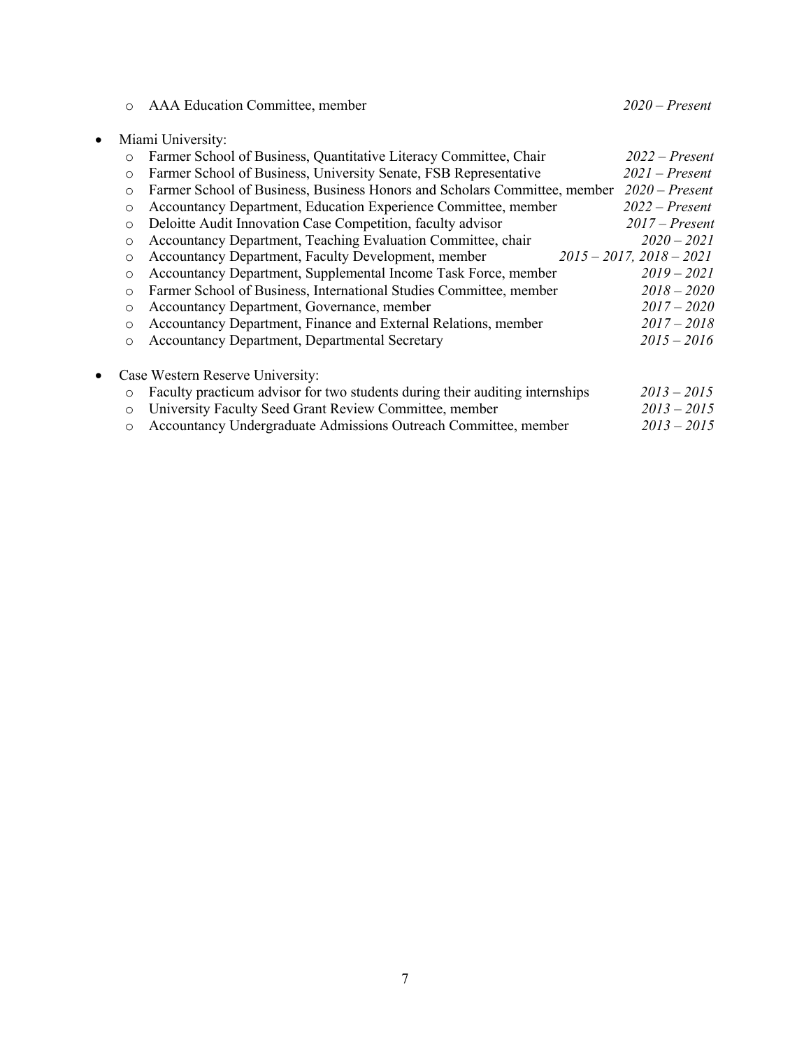- AAA Education Committee, member *2020 – Present*

- Miami University:
  - Farmer School of Business, Quantitative Literacy Committee, Chair *2022 – Present*
  - Farmer School of Business, University Senate, FSB Representative *2021 – Present*
  - Farmer School of Business, Business Honors and Scholars Committee, member *2020 – Present*
  - Accountancy Department, Education Experience Committee, member *2022 – Present*
  - Deloitte Audit Innovation Case Competition, faculty advisor *2017 – Present*
  - Accountancy Department, Teaching Evaluation Committee, chair *2020 – 2021*
  - Accountancy Department, Faculty Development, member *2015 – 2017, 2018 – 2021*
  - Accountancy Department, Supplemental Income Task Force, member *2019 – 2021*
  - Farmer School of Business, International Studies Committee, member *2018 – 2020*
  - Accountancy Department, Governance, member *2017 – 2020*
  - Accountancy Department, Finance and External Relations, member *2017 – 2018*
  - Accountancy Department, Departmental Secretary *2015 – 2016*

- Case Western Reserve University:
  - Faculty practicum advisor for two students during their auditing internships *2013 – 2015*
  - University Faculty Seed Grant Review Committee, member *2013 – 2015*
  - Accountancy Undergraduate Admissions Outreach Committee, member *2013 – 2015*